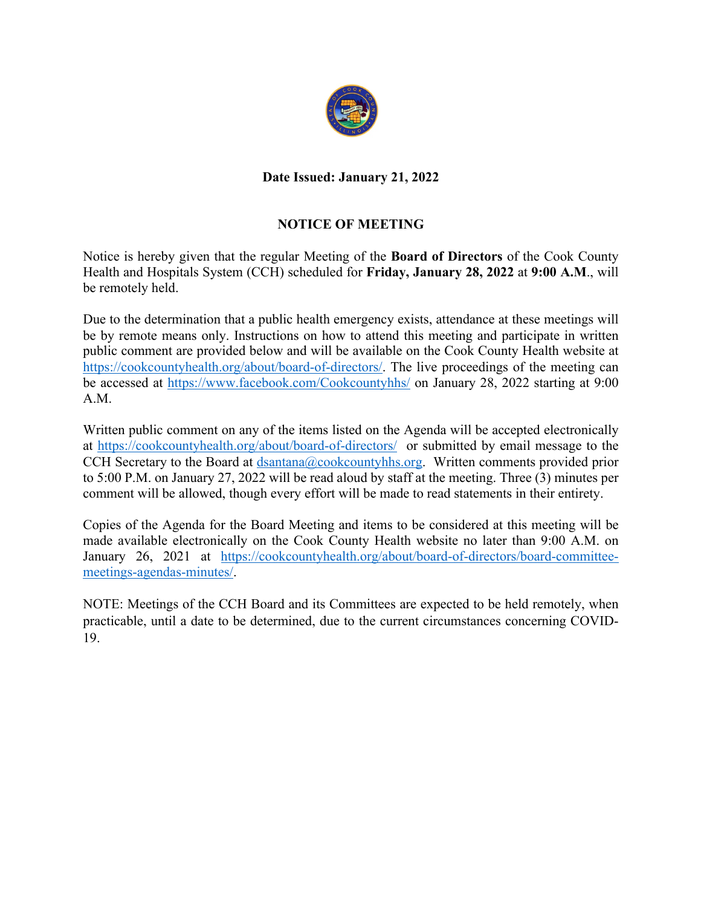**Date Issued: January 21, 2022**

**NOTICE OF MEETING**

Notice is hereby given that the regular Meeting of the **Board of Directors** of the Cook County Health and Hospitals System (CCH) scheduled for **Friday, January 28, 2022** at **9:00 A.M**., will be remotely held.

Due to the determination that a public health emergency exists, attendance at these meetings will be by remote means only. Instructions on how to attend this meeting and participate in written public comment are provided below and will be available on the Cook County Health website at https://cookcountyhealth.org/about/board-of-directors/. The live proceedings of the meeting can be accessed at https://www.facebook.com/Cookcountyhhs/ on January 28, 2022 starting at 9:00 A.M.

Written public comment on any of the items listed on the Agenda will be accepted electronically at https://cookcountyhealth.org/about/board-of-directors/ or submitted by email message to the CCH Secretary to the Board at dsantana@cookcountyhhs.org. Written comments provided prior to 5:00 P.M. on January 27, 2022 will be read aloud by staff at the meeting. Three (3) minutes per comment will be allowed, though every effort will be made to read statements in their entirety.

Copies of the Agenda for the Board Meeting and items to be considered at this meeting will be made available electronically on the Cook County Health website no later than 9:00 A.M. on January 26, 2021 at https://cookcountyhealth.org/about/board-of-directors/board-committee-meetings-agendas-minutes/.

NOTE: Meetings of the CCH Board and its Committees are expected to be held remotely, when practicable, until a date to be determined, due to the current circumstances concerning COVID-19.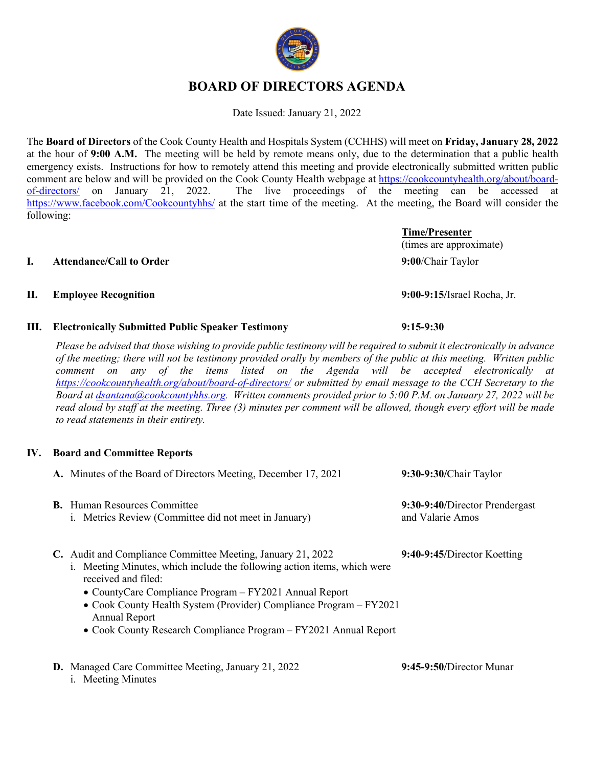# BOARD OF DIRECTORS AGENDA

Date Issued: January 21, 2022

The **Board of Directors** of the Cook County Health and Hospitals System (CCHHS) will meet on **Friday, January 28, 2022** at the hour of **9:00 A.M.** The meeting will be held by remote means only, due to the determination that a public health emergency exists. Instructions for how to remotely attend this meeting and provide electronically submitted written public comment are below and will be provided on the Cook County Health webpage at https://cookcountyhealth.org/about/board-of-directors/ on January 21, 2022. The live proceedings of the meeting can be accessed at https://www.facebook.com/Cookcountyhhs/ at the start time of the meeting. At the meeting, the Board will consider the following:

**Time/Presenter**
(times are approximate)

**I. Attendance/Call to Order** — **9:00**/Chair Taylor

**II. Employee Recognition** — **9:00-9:15**/Israel Rocha, Jr.

**III. Electronically Submitted Public Speaker Testimony** — **9:15-9:30**

*Please be advised that those wishing to provide public testimony will be required to submit it electronically in advance of the meeting; there will not be testimony provided orally by members of the public at this meeting. Written public comment on any of the items listed on the Agenda will be accepted electronically at https://cookcountyhealth.org/about/board-of-directors/ or submitted by email message to the CCH Secretary to the Board at dsantana@cookcountyhhs.org. Written comments provided prior to 5:00 P.M. on January 27, 2022 will be read aloud by staff at the meeting. Three (3) minutes per comment will be allowed, though every effort will be made to read statements in their entirety.*

**IV. Board and Committee Reports**

**A.** Minutes of the Board of Directors Meeting, December 17, 2021 — **9:30-9:30**/Chair Taylor

**B.** Human Resources Committee — **9:30-9:40**/Director Prendergast and Valarie Amos
   i. Metrics Review (Committee did not meet in January)

**C.** Audit and Compliance Committee Meeting, January 21, 2022 — **9:40-9:45**/Director Koetting
   i. Meeting Minutes, which include the following action items, which were received and filed:
   - CountyCare Compliance Program – FY2021 Annual Report
   - Cook County Health System (Provider) Compliance Program – FY2021 Annual Report
   - Cook County Research Compliance Program – FY2021 Annual Report

**D.** Managed Care Committee Meeting, January 21, 2022 — **9:45-9:50**/Director Munar
   i. Meeting Minutes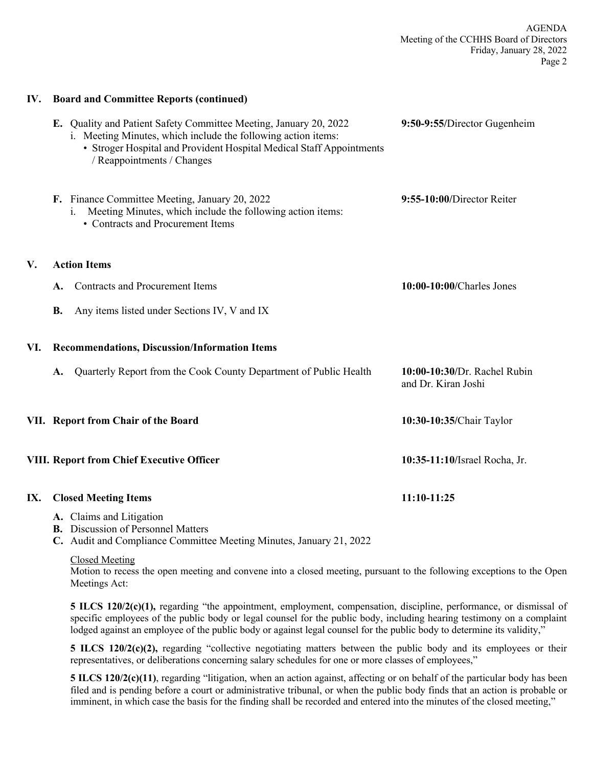## IV. Board and Committee Reports (continued)

**E.** Quality and Patient Safety Committee Meeting, January 20, 2022 — **9:50-9:55/**Director Gugenheim

i. Meeting Minutes, which include the following action items:

- Stroger Hospital and Provident Hospital Medical Staff Appointments / Reappointments / Changes

**F.** Finance Committee Meeting, January 20, 2022 — **9:55-10:00/**Director Reiter

i. Meeting Minutes, which include the following action items:

- Contracts and Procurement Items

## V. Action Items

**A.** Contracts and Procurement Items — **10:00-10:00/**Charles Jones

**B.** Any items listed under Sections IV, V and IX

## VI. Recommendations, Discussion/Information Items

**A.** Quarterly Report from the Cook County Department of Public Health — **10:00-10:30/**Dr. Rachel Rubin and Dr. Kiran Joshi

## VII. Report from Chair of the Board — **10:30-10:35/**Chair Taylor

## VIII. Report from Chief Executive Officer — **10:35-11:10/**Israel Rocha, Jr.

## IX. Closed Meeting Items — **11:10-11:25**

**A.** Claims and Litigation
**B.** Discussion of Personnel Matters
**C.** Audit and Compliance Committee Meeting Minutes, January 21, 2022

Closed Meeting
Motion to recess the open meeting and convene into a closed meeting, pursuant to the following exceptions to the Open Meetings Act:

**5 ILCS 120/2(c)(1),** regarding "the appointment, employment, compensation, discipline, performance, or dismissal of specific employees of the public body or legal counsel for the public body, including hearing testimony on a complaint lodged against an employee of the public body or against legal counsel for the public body to determine its validity,"

**5 ILCS 120/2(c)(2),** regarding "collective negotiating matters between the public body and its employees or their representatives, or deliberations concerning salary schedules for one or more classes of employees,"

**5 ILCS 120/2(c)(11)**, regarding "litigation, when an action against, affecting or on behalf of the particular body has been filed and is pending before a court or administrative tribunal, or when the public body finds that an action is probable or imminent, in which case the basis for the finding shall be recorded and entered into the minutes of the closed meeting,"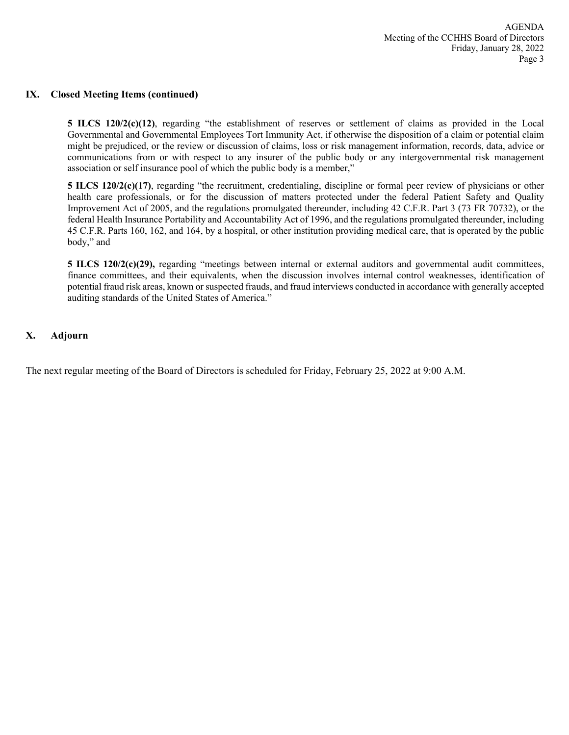## IX. Closed Meeting Items (continued)

**5 ILCS 120/2(c)(12)**, regarding "the establishment of reserves or settlement of claims as provided in the Local Governmental and Governmental Employees Tort Immunity Act, if otherwise the disposition of a claim or potential claim might be prejudiced, or the review or discussion of claims, loss or risk management information, records, data, advice or communications from or with respect to any insurer of the public body or any intergovernmental risk management association or self insurance pool of which the public body is a member,"

**5 ILCS 120/2(c)(17)**, regarding "the recruitment, credentialing, discipline or formal peer review of physicians or other health care professionals, or for the discussion of matters protected under the federal Patient Safety and Quality Improvement Act of 2005, and the regulations promulgated thereunder, including 42 C.F.R. Part 3 (73 FR 70732), or the federal Health Insurance Portability and Accountability Act of 1996, and the regulations promulgated thereunder, including 45 C.F.R. Parts 160, 162, and 164, by a hospital, or other institution providing medical care, that is operated by the public body," and

**5 ILCS 120/2(c)(29),** regarding "meetings between internal or external auditors and governmental audit committees, finance committees, and their equivalents, when the discussion involves internal control weaknesses, identification of potential fraud risk areas, known or suspected frauds, and fraud interviews conducted in accordance with generally accepted auditing standards of the United States of America."

## X. Adjourn

The next regular meeting of the Board of Directors is scheduled for Friday, February 25, 2022 at 9:00 A.M.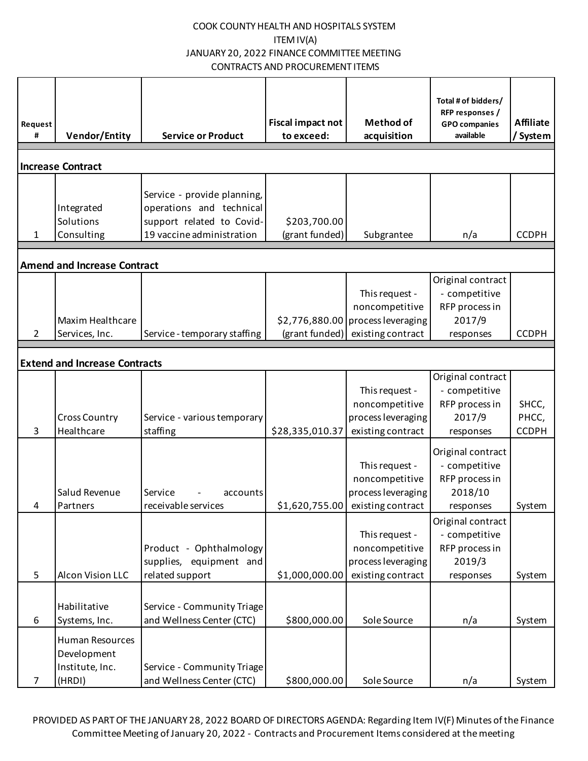COOK COUNTY HEALTH AND HOSPITALS SYSTEM
ITEM IV(A)
JANUARY 20, 2022 FINANCE COMMITTEE MEETING
CONTRACTS AND PROCUREMENT ITEMS

| Request # | Vendor/Entity | Service or Product | Fiscal impact not to exceed: | Method of acquisition | Total # of bidders/ RFP responses / GPO companies available | Affiliate / System |
|---|---|---|---|---|---|---|
| **Increase Contract** | | | | | | |
| 1 | Integrated Solutions Consulting | Service - provide planning, operations and technical support related to Covid-19 vaccine administration | $203,700.00 (grant funded) | Subgrantee | n/a | CCDPH |
| **Amend and Increase Contract** | | | | | | |
| 2 | Maxim Healthcare Services, Inc. | Service - temporary staffing | $2,776,880.00 (grant funded) | This request - noncompetitive process leveraging existing contract | Original contract - competitive RFP process in 2017/9 responses | CCDPH |
| **Extend and Increase Contracts** | | | | | | |
| 3 | Cross Country Healthcare | Service - various temporary staffing | $28,335,010.37 | This request - noncompetitive process leveraging existing contract | Original contract - competitive RFP process in 2017/9 responses | SHCC, PHCC, CCDPH |
| 4 | Salud Revenue Partners | Service - accounts receivable services | $1,620,755.00 | This request - noncompetitive process leveraging existing contract | Original contract - competitive RFP process in 2018/10 responses | System |
| 5 | Alcon Vision LLC | Product - Ophthalmology supplies, equipment and related support | $1,000,000.00 | This request - noncompetitive process leveraging existing contract | Original contract - competitive RFP process in 2019/3 responses | System |
| 6 | Habilitative Systems, Inc. | Service - Community Triage and Wellness Center (CTC) | $800,000.00 | Sole Source | n/a | System |
| 7 | Human Resources Development Institute, Inc. (HRDI) | Service - Community Triage and Wellness Center (CTC) | $800,000.00 | Sole Source | n/a | System |

PROVIDED AS PART OF THE JANUARY 28, 2022 BOARD OF DIRECTORS AGENDA: Regarding Item IV(F) Minutes of the Finance Committee Meeting of January 20, 2022 - Contracts and Procurement Items considered at the meeting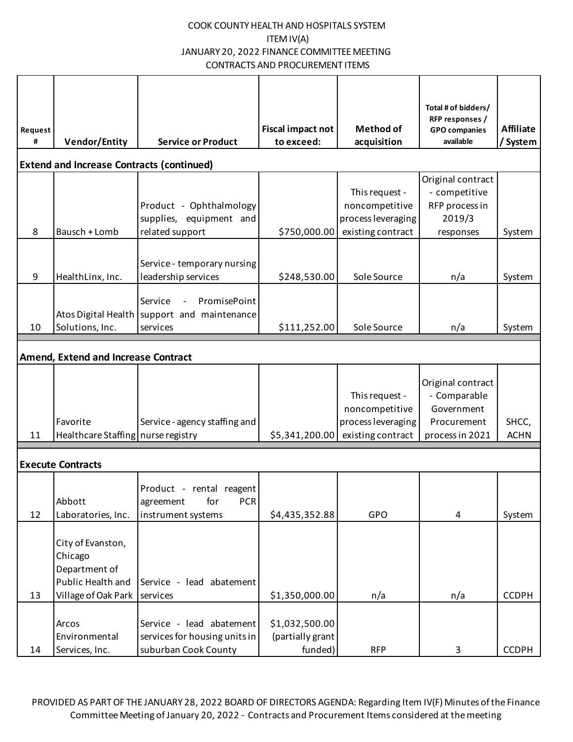COOK COUNTY HEALTH AND HOSPITALS SYSTEM
ITEM IV(A)
JANUARY 20, 2022 FINANCE COMMITTEE MEETING
CONTRACTS AND PROCUREMENT ITEMS

| Request # | Vendor/Entity | Service or Product | Fiscal impact not to exceed: | Method of acquisition | Total # of bidders/ RFP responses / GPO companies available | Affiliate / System |
|---|---|---|---|---|---|---|
| **Extend and Increase Contracts (continued)** | | | | | | |
| 8 | Bausch + Lomb | Product - Ophthalmology supplies, equipment and related support | $750,000.00 | This request - noncompetitive process leveraging existing contract | Original contract - competitive RFP process in 2019/3 responses | System |
| 9 | HealthLinx, Inc. | Service - temporary nursing leadership services | $248,530.00 | Sole Source | n/a | System |
| 10 | Atos Digital Health Solutions, Inc. | Service - PromisePoint support and maintenance services | $111,252.00 | Sole Source | n/a | System |
| **Amend, Extend and Increase Contract** | | | | | | |
| 11 | Favorite Healthcare Staffing | Service - agency staffing and nurse registry | $5,341,200.00 | This request - noncompetitive process leveraging existing contract | Original contract - Comparable Government Procurement process in 2021 | SHCC, ACHN |
| **Execute Contracts** | | | | | | |
| 12 | Abbott Laboratories, Inc. | Product - rental reagent agreement for PCR instrument systems | $4,435,352.88 | GPO | 4 | System |
| 13 | City of Evanston, Chicago Department of Public Health and Village of Oak Park | Service - lead abatement services | $1,350,000.00 | n/a | n/a | CCDPH |
| 14 | Arcos Environmental Services, Inc. | Service - lead abatement services for housing units in suburban Cook County | $1,032,500.00 (partially grant funded) | RFP | 3 | CCDPH |

PROVIDED AS PART OF THE JANUARY 28, 2022 BOARD OF DIRECTORS AGENDA: Regarding Item IV(F) Minutes of the Finance Committee Meeting of January 20, 2022 - Contracts and Procurement Items considered at the meeting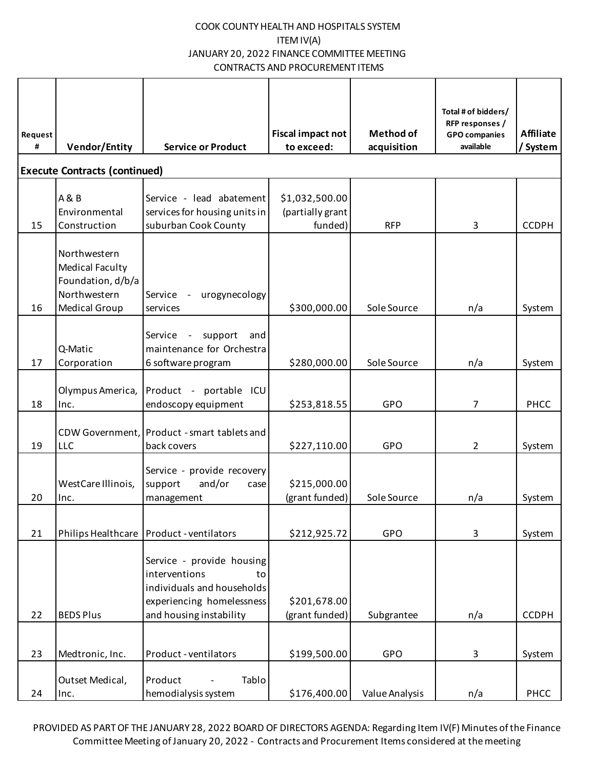COOK COUNTY HEALTH AND HOSPITALS SYSTEM

ITEM IV(A)

JANUARY 20, 2022 FINANCE COMMITTEE MEETING

CONTRACTS AND PROCUREMENT ITEMS

| Request # | Vendor/Entity | Service or Product | Fiscal impact not to exceed: | Method of acquisition | Total # of bidders/ RFP responses / GPO companies available | Affiliate / System |
|---|---|---|---|---|---|---|
| **Execute Contracts (continued)** | | | | | | |
| 15 | A & B Environmental Construction | Service - lead abatement services for housing units in suburban Cook County | $1,032,500.00 (partially grant funded) | RFP | 3 | CCDPH |
| 16 | Northwestern Medical Faculty Foundation, d/b/a Northwestern Medical Group | Service - urogynecology services | $300,000.00 | Sole Source | n/a | System |
| 17 | Q-Matic Corporation | Service - support and maintenance for Orchestra 6 software program | $280,000.00 | Sole Source | n/a | System |
| 18 | Olympus America, Inc. | Product - portable ICU endoscopy equipment | $253,818.55 | GPO | 7 | PHCC |
| 19 | CDW Government, LLC | Product - smart tablets and back covers | $227,110.00 | GPO | 2 | System |
| 20 | WestCare Illinois, Inc. | Service - provide recovery support and/or case management | $215,000.00 (grant funded) | Sole Source | n/a | System |
| 21 | Philips Healthcare | Product - ventilators | $212,925.72 | GPO | 3 | System |
| 22 | BEDS Plus | Service - provide housing interventions to individuals and households experiencing homelessness and housing instability | $201,678.00 (grant funded) | Subgrantee | n/a | CCDPH |
| 23 | Medtronic, Inc. | Product - ventilators | $199,500.00 | GPO | 3 | System |
| 24 | Outset Medical, Inc. | Product - Tablo hemodialysis system | $176,400.00 | Value Analysis | n/a | PHCC |

PROVIDED AS PART OF THE JANUARY 28, 2022 BOARD OF DIRECTORS AGENDA: Regarding Item IV(F) Minutes of the Finance Committee Meeting of January 20, 2022 - Contracts and Procurement Items considered at the meeting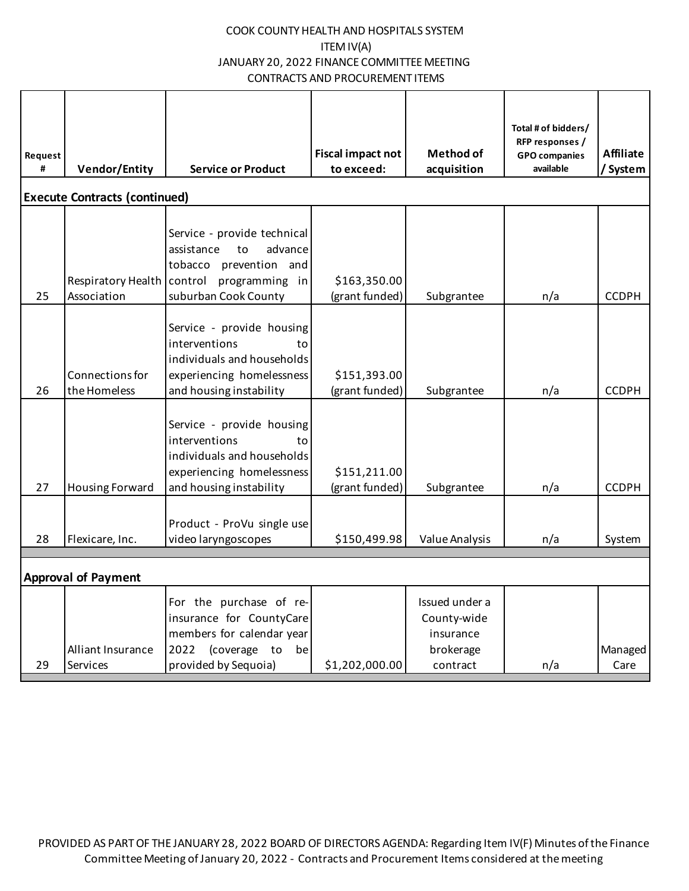COOK COUNTY HEALTH AND HOSPITALS SYSTEM
ITEM IV(A)
JANUARY 20, 2022 FINANCE COMMITTEE MEETING
CONTRACTS AND PROCUREMENT ITEMS

| Request # | Vendor/Entity | Service or Product | Fiscal impact not to exceed: | Method of acquisition | Total # of bidders/ RFP responses / GPO companies available | Affiliate / System |
|---|---|---|---|---|---|---|
| **Execute Contracts (continued)** | | | | | | |
| 25 | Respiratory Health Association | Service - provide technical assistance to advance tobacco prevention and control programming in suburban Cook County | $163,350.00 (grant funded) | Subgrantee | n/a | CCDPH |
| 26 | Connections for the Homeless | Service - provide housing interventions to individuals and households experiencing homelessness and housing instability | $151,393.00 (grant funded) | Subgrantee | n/a | CCDPH |
| 27 | Housing Forward | Service - provide housing interventions to individuals and households experiencing homelessness and housing instability | $151,211.00 (grant funded) | Subgrantee | n/a | CCDPH |
| 28 | Flexicare, Inc. | Product - ProVu single use video laryngoscopes | $150,499.98 | Value Analysis | n/a | System |
| **Approval of Payment** | | | | | | |
| 29 | Alliant Insurance Services | For the purchase of re-insurance for CountyCare members for calendar year 2022 (coverage to be provided by Sequoia) | $1,202,000.00 | Issued under a County-wide insurance brokerage contract | n/a | Managed Care |

PROVIDED AS PART OF THE JANUARY 28, 2022 BOARD OF DIRECTORS AGENDA: Regarding Item IV(F) Minutes of the Finance Committee Meeting of January 20, 2022 - Contracts and Procurement Items considered at the meeting